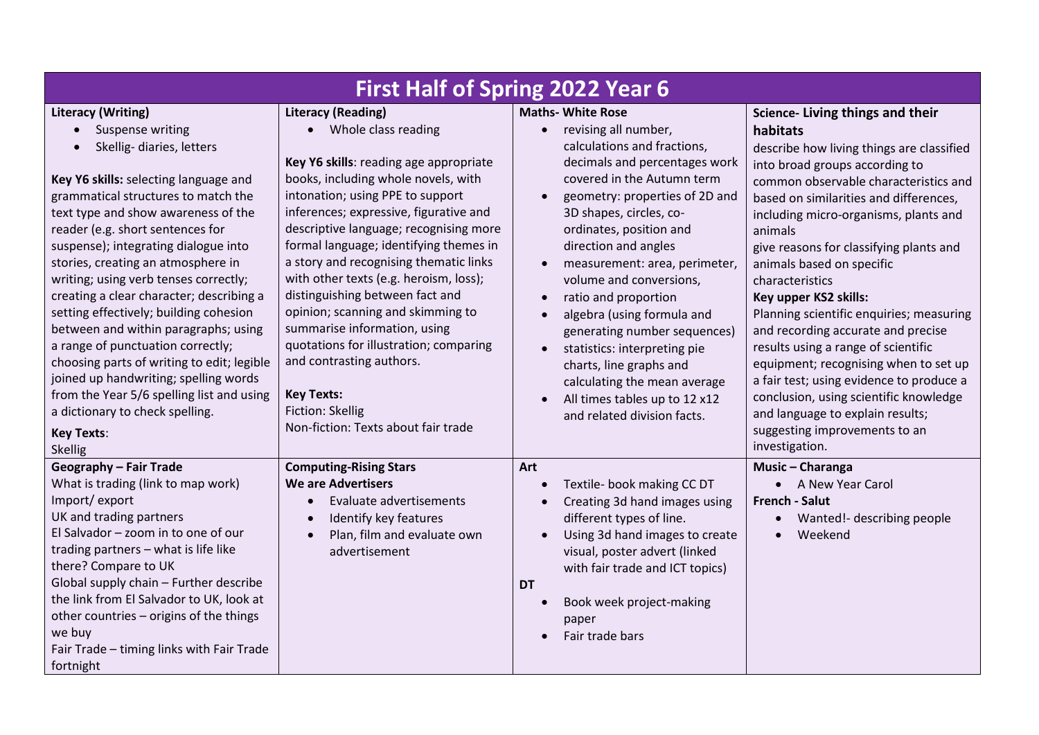# First Half of Spring 2022 Year 6

## Literacy (Writing)

- Suspense writing
- Skellig- diaries, letters

**Key Y6 skills:** selecting language and grammatical structures to match the text type and show awareness of the reader (e.g. short sentences for suspense); integrating dialogue into stories, creating an atmosphere in writing; using verb tenses correctly; creating a clear character; describing a setting effectively; building cohesion between and within paragraphs; using a range of punctuation correctly; choosing parts of writing to edit; legible joined up handwriting; spelling words from the Year 5/6 spelling list and using a dictionary to check spelling.

**Key Texts**:
Skellig

## Literacy (Reading)

- Whole class reading

**Key Y6 skills**: reading age appropriate books, including whole novels, with intonation; using PPE to support inferences; expressive, figurative and descriptive language; recognising more formal language; identifying themes in a story and recognising thematic links with other texts (e.g. heroism, loss); distinguishing between fact and opinion; scanning and skimming to summarise information, using quotations for illustration; comparing and contrasting authors.

**Key Texts:**
Fiction: Skellig
Non-fiction: Texts about fair trade

## Maths- White Rose

- revising all number, calculations and fractions, decimals and percentages work covered in the Autumn term
- geometry: properties of 2D and 3D shapes, circles, co-ordinates, position and direction and angles
- measurement: area, perimeter, volume and conversions,
- ratio and proportion
- algebra (using formula and generating number sequences)
- statistics: interpreting pie charts, line graphs and calculating the mean average
- All times tables up to 12 x12 and related division facts.

## Science- Living things and their habitats

describe how living things are classified into broad groups according to common observable characteristics and based on similarities and differences, including micro-organisms, plants and animals
give reasons for classifying plants and animals based on specific characteristics

**Key upper KS2 skills:**
Planning scientific enquiries; measuring and recording accurate and precise results using a range of scientific equipment; recognising when to set up a fair test; using evidence to produce a conclusion, using scientific knowledge and language to explain results; suggesting improvements to an investigation.

## Geography – Fair Trade

What is trading (link to map work)
Import/ export
UK and trading partners
El Salvador – zoom in to one of our trading partners – what is life like there? Compare to UK
Global supply chain – Further describe the link from El Salvador to UK, look at other countries – origins of the things we buy
Fair Trade – timing links with Fair Trade fortnight

## Computing-Rising Stars

**We are Advertisers**

- Evaluate advertisements
- Identify key features
- Plan, film and evaluate own advertisement

## Art

- Textile- book making CC DT
- Creating 3d hand images using different types of line.
- Using 3d hand images to create visual, poster advert (linked with fair trade and ICT topics)

**DT**

- Book week project-making paper
- Fair trade bars

## Music – Charanga

- A New Year Carol

**French - Salut**

- Wanted!- describing people
- Weekend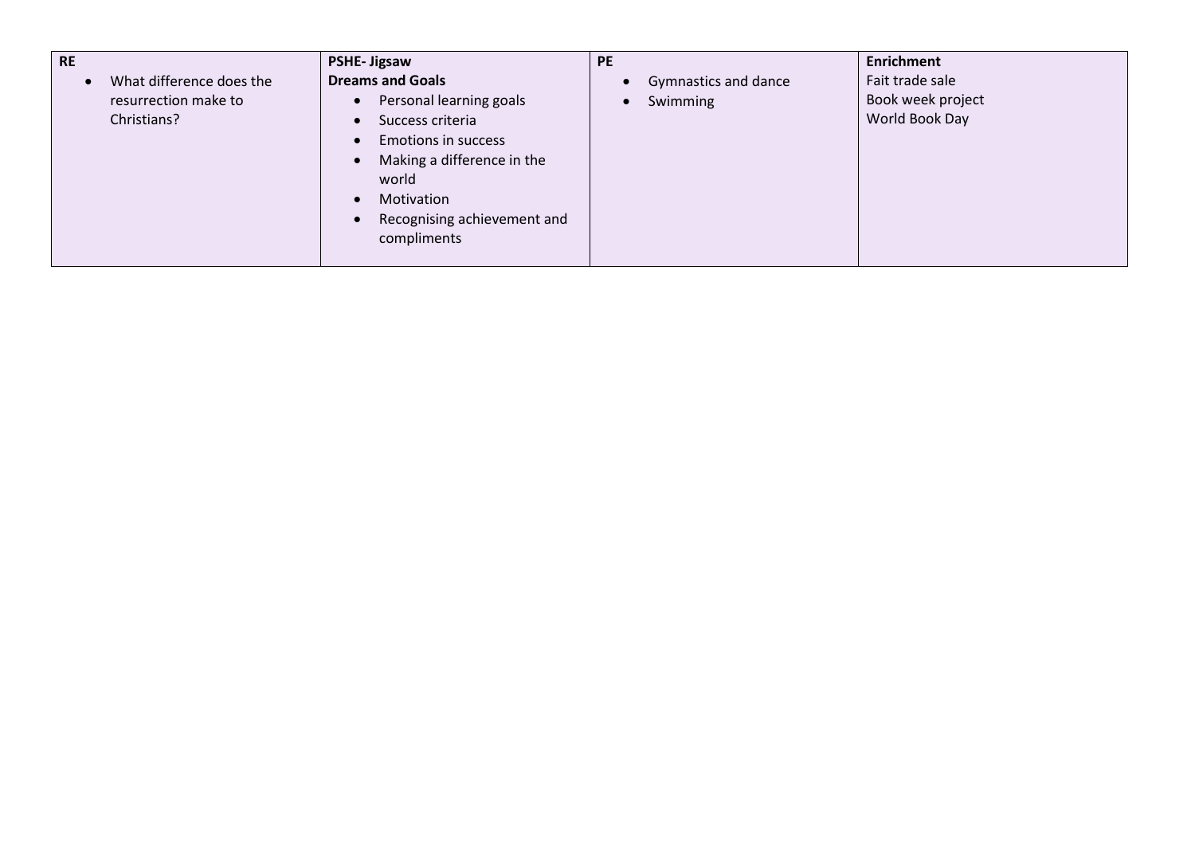| | | | |
|---|---|---|---|
| **RE**<br>• What difference does the resurrection make to Christians? | **PSHE- Jigsaw**<br>**Dreams and Goals**<br>• Personal learning goals<br>• Success criteria<br>• Emotions in success<br>• Making a difference in the world<br>• Motivation<br>• Recognising achievement and compliments | **PE**<br>• Gymnastics and dance<br>• Swimming | **Enrichment**<br>Fait trade sale<br>Book week project<br>World Book Day |